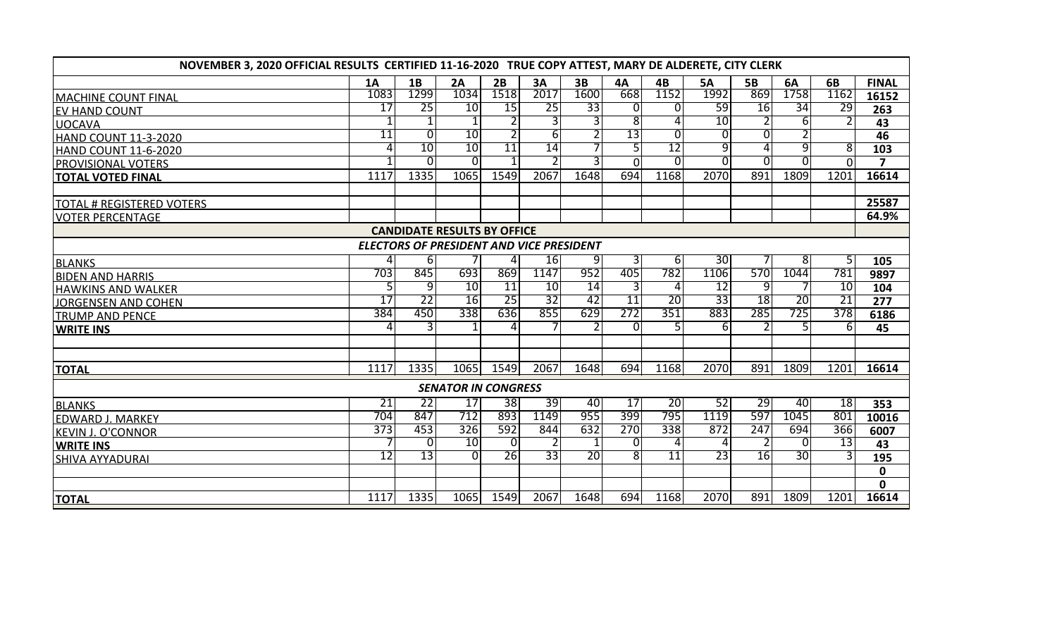| NOVEMBER 3, 2020 OFFICIAL RESULTS CERTIFIED 11-16-2020 TRUE COPY ATTEST, MARY DE ALDERETE, CITY CLERK | | | | | | | | | | | | | |
|---|---|---|---|---|---|---|---|---|---|---|---|---|---|
| | **1A** | **1B** | **2A** | **2B** | **3A** | **3B** | **4A** | **4B** | **5A** | **5B** | **6A** | **6B** | **FINAL** |
| MACHINE COUNT FINAL | 1083 | 1299 | 1034 | 1518 | 2017 | 1600 | 668 | 1152 | 1992 | 869 | 1758 | 1162 | **16152** |
| EV HAND COUNT | 17 | 25 | 10 | 15 | 25 | 33 | 0 | 0 | 59 | 16 | 34 | 29 | **263** |
| UOCAVA | 1 | 1 | 1 | 2 | 3 | 3 | 8 | 4 | 10 | 2 | 6 | 2 | **43** |
| HAND COUNT 11-3-2020 | 11 | 0 | 10 | 2 | 6 | 2 | 13 | 0 | 0 | 0 | 2 | | **46** |
| HAND COUNT 11-6-2020 | 4 | 10 | 10 | 11 | 14 | 7 | 5 | 12 | 9 | 4 | 9 | 8 | **103** |
| PROVISIONAL VOTERS | 1 | 0 | 0 | 1 | 2 | 3 | 0 | 0 | 0 | 0 | 0 | 0 | **7** |
| **TOTAL VOTED FINAL** | 1117 | 1335 | 1065 | 1549 | 2067 | 1648 | 694 | 1168 | 2070 | 891 | 1809 | 1201 | **16614** |
| | | | | | | | | | | | | | |
| TOTAL # REGISTERED VOTERS | | | | | | | | | | | | | **25587** |
| VOTER PERCENTAGE | | | | | | | | | | | | | **64.9%** |
| **CANDIDATE RESULTS BY OFFICE** | | | | | | | | | | | | | |
| ***ELECTORS OF PRESIDENT AND VICE PRESIDENT*** | | | | | | | | | | | | | |
| BLANKS | 4 | 6 | 7 | 4 | 16 | 9 | 3 | 6 | 30 | 7 | 8 | 5 | **105** |
| BIDEN AND HARRIS | 703 | 845 | 693 | 869 | 1147 | 952 | 405 | 782 | 1106 | 570 | 1044 | 781 | **9897** |
| HAWKINS AND WALKER | 5 | 9 | 10 | 11 | 10 | 14 | 3 | 4 | 12 | 9 | 7 | 10 | **104** |
| JORGENSEN AND COHEN | 17 | 22 | 16 | 25 | 32 | 42 | 11 | 20 | 33 | 18 | 20 | 21 | **277** |
| TRUMP AND PENCE | 384 | 450 | 338 | 636 | 855 | 629 | 272 | 351 | 883 | 285 | 725 | 378 | **6186** |
| **WRITE INS** | 4 | 3 | 1 | 4 | 7 | 2 | 0 | 5 | 6 | 2 | 5 | 6 | **45** |
| | | | | | | | | | | | | | |
| | | | | | | | | | | | | | |
| **TOTAL** | 1117 | 1335 | 1065 | 1549 | 2067 | 1648 | 694 | 1168 | 2070 | 891 | 1809 | 1201 | **16614** |
| ***SENATOR IN CONGRESS*** | | | | | | | | | | | | | |
| BLANKS | 21 | 22 | 17 | 38 | 39 | 40 | 17 | 20 | 52 | 29 | 40 | 18 | **353** |
| EDWARD J. MARKEY | 704 | 847 | 712 | 893 | 1149 | 955 | 399 | 795 | 1119 | 597 | 1045 | 801 | **10016** |
| KEVIN J. O'CONNOR | 373 | 453 | 326 | 592 | 844 | 632 | 270 | 338 | 872 | 247 | 694 | 366 | **6007** |
| **WRITE INS** | 7 | 0 | 10 | 0 | 2 | 1 | 0 | 4 | 4 | 2 | 0 | 13 | **43** |
| SHIVA AYYADURAI | 12 | 13 | 0 | 26 | 33 | 20 | 8 | 11 | 23 | 16 | 30 | 3 | **195** |
| | | | | | | | | | | | | | **0** |
| | | | | | | | | | | | | | **0** |
| **TOTAL** | 1117 | 1335 | 1065 | 1549 | 2067 | 1648 | 694 | 1168 | 2070 | 891 | 1809 | 1201 | **16614** |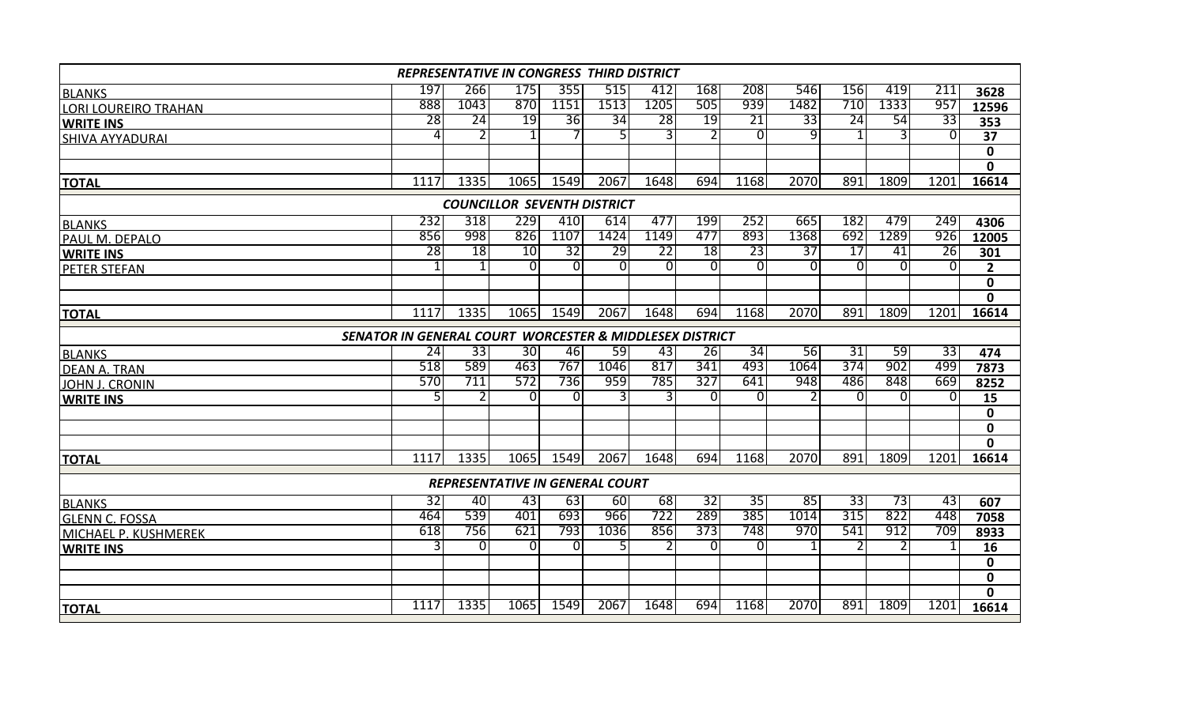| REPRESENTATIVE IN CONGRESS THIRD DISTRICT | | | | | | | | | | | | | |
|---|---|---|---|---|---|---|---|---|---|---|---|---|---|
| BLANKS | 197 | 266 | 175 | 355 | 515 | 412 | 168 | 208 | 546 | 156 | 419 | 211 | **3628** |
| LORI LOUREIRO TRAHAN | 888 | 1043 | 870 | 1151 | 1513 | 1205 | 505 | 939 | 1482 | 710 | 1333 | 957 | **12596** |
| **WRITE INS** | 28 | 24 | 19 | 36 | 34 | 28 | 19 | 21 | 33 | 24 | 54 | 33 | **353** |
| SHIVA AYYADURAI | 4 | 2 | 1 | 7 | 5 | 3 | 2 | 0 | 9 | 1 | 3 | 0 | **37** |
| | | | | | | | | | | | | | **0** |
| | | | | | | | | | | | | | **0** |
| **TOTAL** | 1117 | 1335 | 1065 | 1549 | 2067 | 1648 | 694 | 1168 | 2070 | 891 | 1809 | 1201 | **16614** |
| **COUNCILLOR SEVENTH DISTRICT** | | | | | | | | | | | | | |
| BLANKS | 232 | 318 | 229 | 410 | 614 | 477 | 199 | 252 | 665 | 182 | 479 | 249 | **4306** |
| PAUL M. DEPALO | 856 | 998 | 826 | 1107 | 1424 | 1149 | 477 | 893 | 1368 | 692 | 1289 | 926 | **12005** |
| **WRITE INS** | 28 | 18 | 10 | 32 | 29 | 22 | 18 | 23 | 37 | 17 | 41 | 26 | **301** |
| PETER STEFAN | 1 | 1 | 0 | 0 | 0 | 0 | 0 | 0 | 0 | 0 | 0 | 0 | **2** |
| | | | | | | | | | | | | | **0** |
| | | | | | | | | | | | | | **0** |
| **TOTAL** | 1117 | 1335 | 1065 | 1549 | 2067 | 1648 | 694 | 1168 | 2070 | 891 | 1809 | 1201 | **16614** |
| **SENATOR IN GENERAL COURT WORCESTER & MIDDLESEX DISTRICT** | | | | | | | | | | | | | |
| BLANKS | 24 | 33 | 30 | 46 | 59 | 43 | 26 | 34 | 56 | 31 | 59 | 33 | **474** |
| DEAN A. TRAN | 518 | 589 | 463 | 767 | 1046 | 817 | 341 | 493 | 1064 | 374 | 902 | 499 | **7873** |
| JOHN J. CRONIN | 570 | 711 | 572 | 736 | 959 | 785 | 327 | 641 | 948 | 486 | 848 | 669 | **8252** |
| **WRITE INS** | 5 | 2 | 0 | 0 | 3 | 3 | 0 | 0 | 2 | 0 | 0 | 0 | **15** |
| | | | | | | | | | | | | | **0** |
| | | | | | | | | | | | | | **0** |
| | | | | | | | | | | | | | **0** |
| **TOTAL** | 1117 | 1335 | 1065 | 1549 | 2067 | 1648 | 694 | 1168 | 2070 | 891 | 1809 | 1201 | **16614** |
| **REPRESENTATIVE IN GENERAL COURT** | | | | | | | | | | | | | |
| BLANKS | 32 | 40 | 43 | 63 | 60 | 68 | 32 | 35 | 85 | 33 | 73 | 43 | **607** |
| GLENN C. FOSSA | 464 | 539 | 401 | 693 | 966 | 722 | 289 | 385 | 1014 | 315 | 822 | 448 | **7058** |
| MICHAEL P. KUSHMEREK | 618 | 756 | 621 | 793 | 1036 | 856 | 373 | 748 | 970 | 541 | 912 | 709 | **8933** |
| **WRITE INS** | 3 | 0 | 0 | 0 | 5 | 2 | 0 | 0 | 1 | 2 | 2 | 1 | **16** |
| | | | | | | | | | | | | | **0** |
| | | | | | | | | | | | | | **0** |
| | | | | | | | | | | | | | **0** |
| **TOTAL** | 1117 | 1335 | 1065 | 1549 | 2067 | 1648 | 694 | 1168 | 2070 | 891 | 1809 | 1201 | **16614** |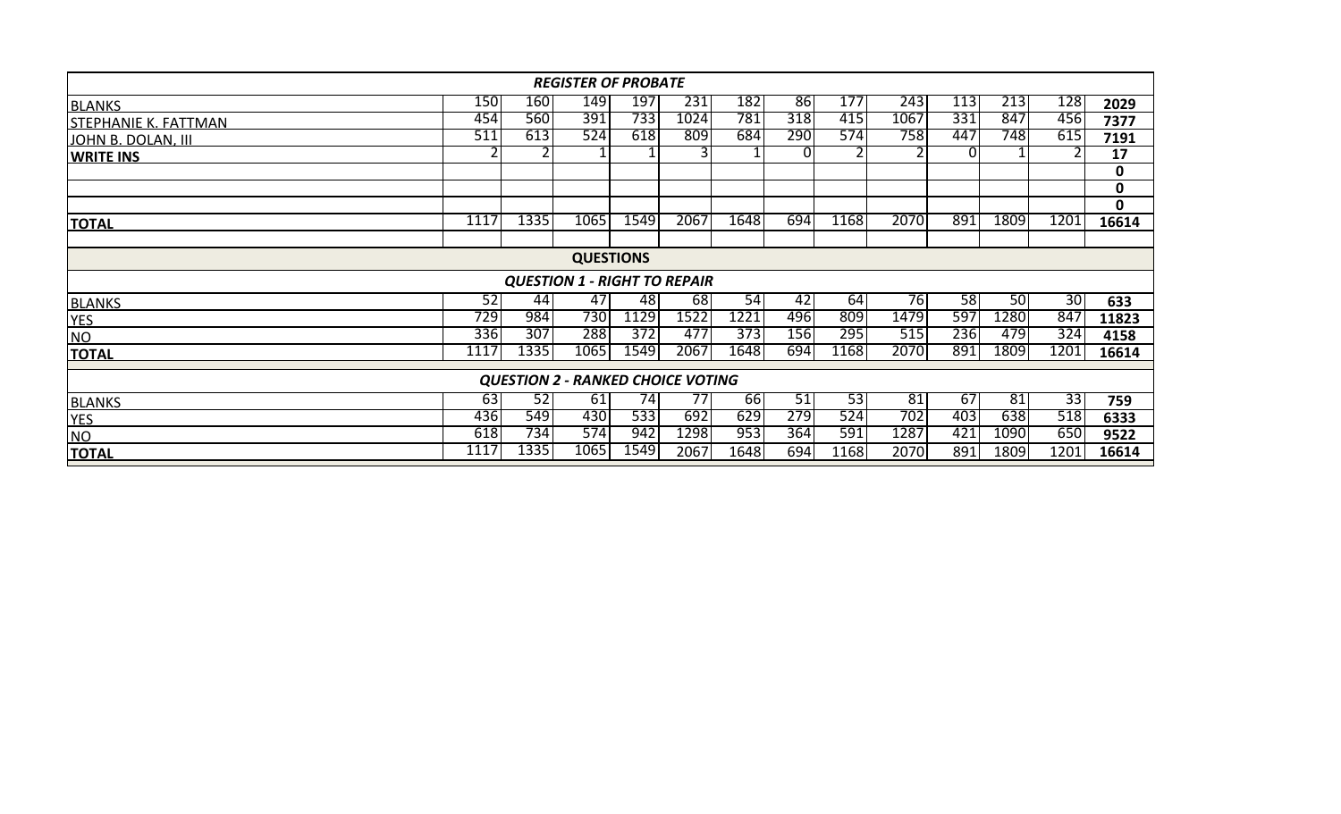| | | | | | | | | | | | | | |
|---|---|---|---|---|---|---|---|---|---|---|---|---|---|
| ***REGISTER OF PROBATE*** | | | | | | | | | | | | | |
| BLANKS | 150 | 160 | 149 | 197 | 231 | 182 | 86 | 177 | 243 | 113 | 213 | 128 | **2029** |
| STEPHANIE K. FATTMAN | 454 | 560 | 391 | 733 | 1024 | 781 | 318 | 415 | 1067 | 331 | 847 | 456 | **7377** |
| JOHN B. DOLAN, III | 511 | 613 | 524 | 618 | 809 | 684 | 290 | 574 | 758 | 447 | 748 | 615 | **7191** |
| **WRITE INS** | 2 | 2 | 1 | 1 | 3 | 1 | 0 | 2 | 2 | 0 | 1 | 2 | **17** |
| | | | | | | | | | | | | | **0** |
| | | | | | | | | | | | | | **0** |
| | | | | | | | | | | | | | **0** |
| **TOTAL** | 1117 | 1335 | 1065 | 1549 | 2067 | 1648 | 694 | 1168 | 2070 | 891 | 1809 | 1201 | **16614** |
| | | | | | | | | | | | | | |
| **QUESTIONS** | | | | | | | | | | | | | |
| ***QUESTION 1 - RIGHT TO REPAIR*** | | | | | | | | | | | | | |
| BLANKS | 52 | 44 | 47 | 48 | 68 | 54 | 42 | 64 | 76 | 58 | 50 | 30 | **633** |
| YES | 729 | 984 | 730 | 1129 | 1522 | 1221 | 496 | 809 | 1479 | 597 | 1280 | 847 | **11823** |
| NO | 336 | 307 | 288 | 372 | 477 | 373 | 156 | 295 | 515 | 236 | 479 | 324 | **4158** |
| **TOTAL** | 1117 | 1335 | 1065 | 1549 | 2067 | 1648 | 694 | 1168 | 2070 | 891 | 1809 | 1201 | **16614** |
| ***QUESTION 2 - RANKED CHOICE VOTING*** | | | | | | | | | | | | | |
| BLANKS | 63 | 52 | 61 | 74 | 77 | 66 | 51 | 53 | 81 | 67 | 81 | 33 | **759** |
| YES | 436 | 549 | 430 | 533 | 692 | 629 | 279 | 524 | 702 | 403 | 638 | 518 | **6333** |
| NO | 618 | 734 | 574 | 942 | 1298 | 953 | 364 | 591 | 1287 | 421 | 1090 | 650 | **9522** |
| **TOTAL** | 1117 | 1335 | 1065 | 1549 | 2067 | 1648 | 694 | 1168 | 2070 | 891 | 1809 | 1201 | **16614** |